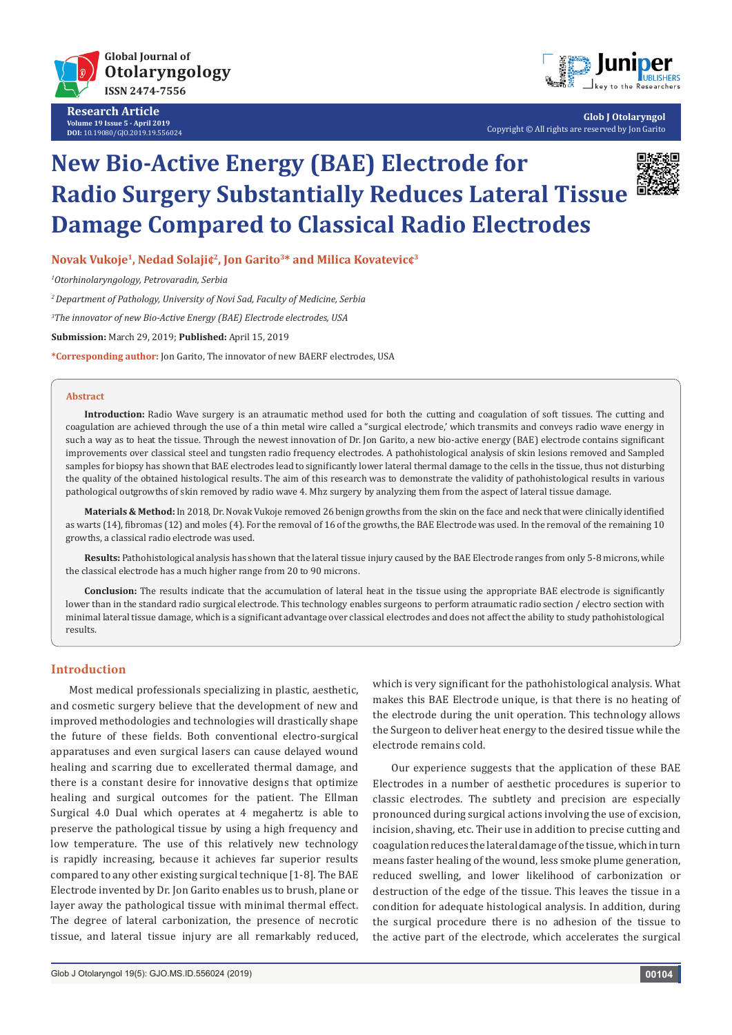Research Article

# New Bio-Active Energy (BAE) Electrode for Radio Surgery Substantially Reduces Lateral Tissue Damage Compared to Classical Radio Electrodes

**Novak Vukoje[1], Nedad Solaji¢[2], Jon Garito[3]* and Milica Kovatevic¢[3]**

[1]*Otorhinolaryngology, Petrovaradin, Serbia*

[2]*Department of Pathology, University of Novi Sad, Faculty of Medicine, Serbia*

[3]*The innovator of new Bio-Active Energy (BAE) Electrode electrodes, USA*

**Submission:** March 29, 2019; **Published:** April 15, 2019

***Corresponding author:** Jon Garito, The innovator of new BAERF electrodes, USA

## Abstract

**Introduction:** Radio Wave surgery is an atraumatic method used for both the cutting and coagulation of soft tissues. The cutting and coagulation are achieved through the use of a thin metal wire called a "surgical electrode,' which transmits and conveys radio wave energy in such a way as to heat the tissue. Through the newest innovation of Dr. Jon Garito, a new bio-active energy (BAE) electrode contains significant improvements over classical steel and tungsten radio frequency electrodes. A pathohistological analysis of skin lesions removed and Sampled samples for biopsy has shown that BAE electrodes lead to significantly lower lateral thermal damage to the cells in the tissue, thus not disturbing the quality of the obtained histological results. The aim of this research was to demonstrate the validity of pathohistological results in various pathological outgrowths of skin removed by radio wave 4. Mhz surgery by analyzing them from the aspect of lateral tissue damage.

**Materials & Method:** In 2018, Dr. Novak Vukoje removed 26 benign growths from the skin on the face and neck that were clinically identified as warts (14), fibromas (12) and moles (4). For the removal of 16 of the growths, the BAE Electrode was used. In the removal of the remaining 10 growths, a classical radio electrode was used.

**Results:** Pathohistological analysis has shown that the lateral tissue injury caused by the BAE Electrode ranges from only 5-8 microns, while the classical electrode has a much higher range from 20 to 90 microns.

**Conclusion:** The results indicate that the accumulation of lateral heat in the tissue using the appropriate BAE electrode is significantly lower than in the standard radio surgical electrode. This technology enables surgeons to perform atraumatic radio section / electro section with minimal lateral tissue damage, which is a significant advantage over classical electrodes and does not affect the ability to study pathohistological results.

## Introduction

Most medical professionals specializing in plastic, aesthetic, and cosmetic surgery believe that the development of new and improved methodologies and technologies will drastically shape the future of these fields. Both conventional electro-surgical apparatuses and even surgical lasers can cause delayed wound healing and scarring due to excellerated thermal damage, and there is a constant desire for innovative designs that optimize healing and surgical outcomes for the patient. The Ellman Surgical 4.0 Dual which operates at 4 megahertz is able to preserve the pathological tissue by using a high frequency and low temperature. The use of this relatively new technology is rapidly increasing, because it achieves far superior results compared to any other existing surgical technique [1-8]. The BAE Electrode invented by Dr. Jon Garito enables us to brush, plane or layer away the pathological tissue with minimal thermal effect. The degree of lateral carbonization, the presence of necrotic tissue, and lateral tissue injury are all remarkably reduced, which is very significant for the pathohistological analysis. What makes this BAE Electrode unique, is that there is no heating of the electrode during the unit operation. This technology allows the Surgeon to deliver heat energy to the desired tissue while the electrode remains cold.

Our experience suggests that the application of these BAE Electrodes in a number of aesthetic procedures is superior to classic electrodes. The subtlety and precision are especially pronounced during surgical actions involving the use of excision, incision, shaving, etc. Their use in addition to precise cutting and coagulation reduces the lateral damage of the tissue, which in turn means faster healing of the wound, less smoke plume generation, reduced swelling, and lower likelihood of carbonization or destruction of the edge of the tissue. This leaves the tissue in a condition for adequate histological analysis. In addition, during the surgical procedure there is no adhesion of the tissue to the active part of the electrode, which accelerates the surgical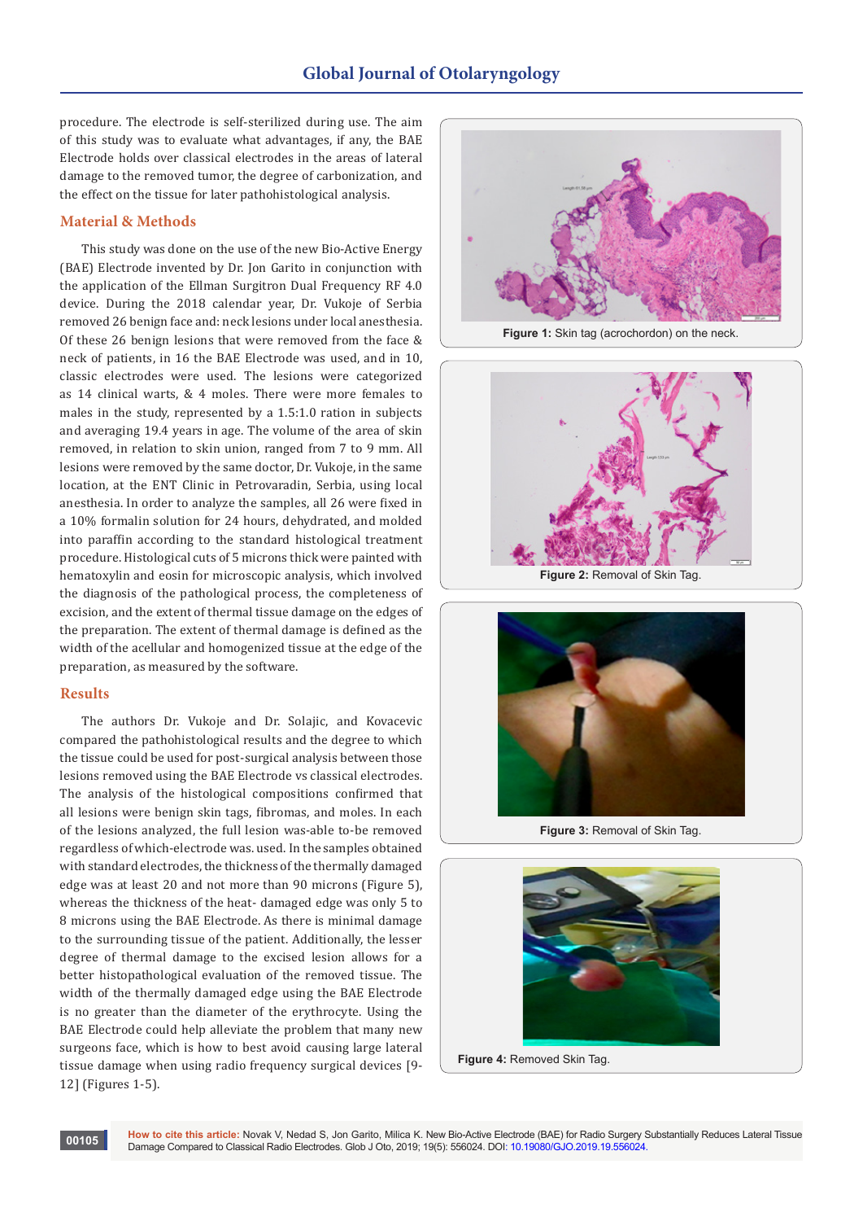procedure. The electrode is self-sterilized during use. The aim of this study was to evaluate what advantages, if any, the BAE Electrode holds over classical electrodes in the areas of lateral damage to the removed tumor, the degree of carbonization, and the effect on the tissue for later pathohistological analysis.

## Material & Methods

This study was done on the use of the new Bio-Active Energy (BAE) Electrode invented by Dr. Jon Garito in conjunction with the application of the Ellman Surgitron Dual Frequency RF 4.0 device. During the 2018 calendar year, Dr. Vukoje of Serbia removed 26 benign face and: neck lesions under local anesthesia. Of these 26 benign lesions that were removed from the face & neck of patients, in 16 the BAE Electrode was used, and in 10, classic electrodes were used. The lesions were categorized as 14 clinical warts, & 4 moles. There were more females to males in the study, represented by a 1.5:1.0 ratio in subjects and averaging 19.4 years in age. The volume of the area of skin removed, in relation to skin union, ranged from 7 to 9 mm. All lesions were removed by the same doctor, Dr. Vukoje, in the same location, at the ENT Clinic in Petrovaradin, Serbia, using local anesthesia. In order to analyze the samples, all 26 were fixed in a 10% formalin solution for 24 hours, dehydrated, and molded into paraffin according to the standard histological treatment procedure. Histological cuts of 5 microns thick were painted with hematoxylin and eosin for microscopic analysis, which involved the diagnosis of the pathological process, the completeness of excision, and the extent of thermal tissue damage on the edges of the preparation. The extent of thermal damage is defined as the width of the acellular and homogenized tissue at the edge of the preparation, as measured by the software.

## Results

The authors Dr. Vukoje and Dr. Solajic, and Kovacevic compared the pathohistological results and the degree to which the tissue could be used for post-surgical analysis between those lesions removed using the BAE Electrode vs classical electrodes. The analysis of the histological compositions confirmed that all lesions were benign skin tags, fibromas, and moles. In each of the lesions analyzed, the full lesion was-able to-be removed regardless of which-electrode was. used. In the samples obtained with standard electrodes, the thickness of the thermally damaged edge was at least 20 and not more than 90 microns (Figure 5), whereas the thickness of the heat- damaged edge was only 5 to 8 microns using the BAE Electrode. As there is minimal damage to the surrounding tissue of the patient. Additionally, the lesser degree of thermal damage to the excised lesion allows for a better histopathological evaluation of the removed tissue. The width of the thermally damaged edge using the BAE Electrode is no greater than the diameter of the erythrocyte. Using the BAE Electrode could help alleviate the problem that many new surgeons face, which is how to best avoid causing large lateral tissue damage when using radio frequency surgical devices [9-12] (Figures 1-5).

**Figure 1:** Skin tag (acrochordon) on the neck.

**Figure 2:** Removal of Skin Tag.

**Figure 3:** Removal of Skin Tag.

**Figure 4:** Removed Skin Tag.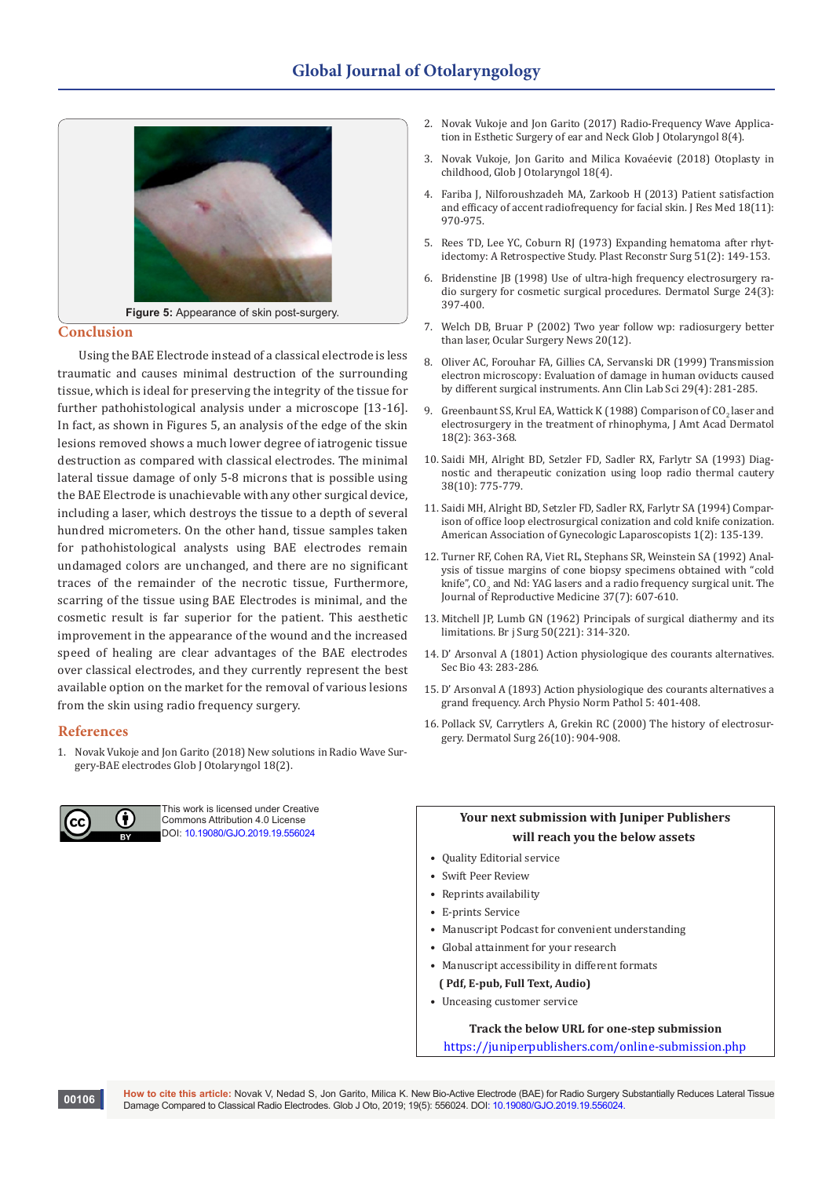Figure 5: Appearance of skin post-surgery.

## Conclusion

Using the BAE Electrode instead of a classical electrode is less traumatic and causes minimal destruction of the surrounding tissue, which is ideal for preserving the integrity of the tissue for further pathohistological analysis under a microscope [13-16]. In fact, as shown in Figures 5, an analysis of the edge of the skin lesions removed shows a much lower degree of iatrogenic tissue destruction as compared with classical electrodes. The minimal lateral tissue damage of only 5-8 microns that is possible using the BAE Electrode is unachievable with any other surgical device, including a laser, which destroys the tissue to a depth of several hundred micrometers. On the other hand, tissue samples taken for pathohistological analysts using BAE electrodes remain undamaged colors are unchanged, and there are no significant traces of the remainder of the necrotic tissue, Furthermore, scarring of the tissue using BAE Electrodes is minimal, and the cosmetic result is far superior for the patient. This aesthetic improvement in the appearance of the wound and the increased speed of healing are clear advantages of the BAE electrodes over classical electrodes, and they currently represent the best available option on the market for the removal of various lesions from the skin using radio frequency surgery.

## References

1. Novak Vukoje and Jon Garito (2018) New solutions in Radio Wave Surgery-BAE electrodes Glob J Otolaryngol 18(2).
2. Novak Vukoje and Jon Garito (2017) Radio-Frequency Wave Application in Esthetic Surgery of ear and Neck Glob J Otolaryngol 8(4).
3. Novak Vukoje, Jon Garito and Milica Kovaéevi¢ (2018) Otoplasty in childhood, Glob J Otolaryngol 18(4).
4. Fariba J, Nilforoushzadeh MA, Zarkoob H (2013) Patient satisfaction and efficacy of accent radiofrequency for facial skin. J Res Med 18(11): 970-975.
5. Rees TD, Lee YC, Coburn RJ (1973) Expanding hematoma after rhytidectomy: A Retrospective Study. Plast Reconstr Surg 51(2): 149-153.
6. Bridenstine JB (1998) Use of ultra-high frequency electrosurgery radio surgery for cosmetic surgical procedures. Dermatol Surge 24(3): 397-400.
7. Welch DB, Bruar P (2002) Two year follow wp: radiosurgery better than laser, Ocular Surgery News 20(12).
8. Oliver AC, Forouhar FA, Gillies CA, Servanski DR (1999) Transmission electron microscopy: Evaluation of damage in human oviducts caused by different surgical instruments. Ann Clin Lab Sci 29(4): 281-285.
9. Greenbaunt SS, Krul EA, Wattick K (1988) Comparison of $CO_2$ laser and electrosurgery in the treatment of rhinophyma, J Amt Acad Dermatol 18(2): 363-368.
10. Saidi MH, Alright BD, Setzler FD, Sadler RX, Farlytr SA (1993) Diagnostic and therapeutic conization using loop radio thermal cautery 38(10): 775-779.
11. Saidi MH, Alright BD, Setzler FD, Sadler RX, Farlytr SA (1994) Comparison of office loop electrosurgical conization and cold knife conization. American Association of Gynecologic Laparoscopists 1(2): 135-139.
12. Turner RF, Cohen RA, Viet RL, Stephans SR, Weinstein SA (1992) Analysis of tissue margins of cone biopsy specimens obtained with "cold knife", $CO_2$ and Nd: YAG lasers and a radio frequency surgical unit. The Journal of Reproductive Medicine 37(7): 607-610.
13. Mitchell JP, Lumb GN (1962) Principals of surgical diathermy and its limitations. Br j Surg 50(221): 314-320.
14. D' Arsonval A (1801) Action physiologique des courants alternatives. Sec Bio 43: 283-286.
15. D' Arsonval A (1893) Action physiologique des courants alternatives a grand frequency. Arch Physio Norm Pathol 5: 401-408.
16. Pollack SV, Carrytlers A, Grekin RC (2000) The history of electrosurgery. Dermatol Surg 26(10): 904-908.

This work is licensed under Creative Commons Attribution 4.0 License
DOI: 10.19080/GJO.2019.19.556024

**Your next submission with Juniper Publishers will reach you the below assets**

- Quality Editorial service
- Swift Peer Review
- Reprints availability
- E-prints Service
- Manuscript Podcast for convenient understanding
- Global attainment for your research
- Manuscript accessibility in different formats

**( Pdf, E-pub, Full Text, Audio)**

- Unceasing customer service

**Track the below URL for one-step submission**
https://juniperpublishers.com/online-submission.php

**How to cite this article:** Novak V, Nedad S, Jon Garito, Milica K. New Bio-Active Electrode (BAE) for Radio Surgery Substantially Reduces Lateral Tissue Damage Compared to Classical Radio Electrodes. Glob J Oto, 2019; 19(5): 556024. DOI: 10.19080/GJO.2019.19.556024.